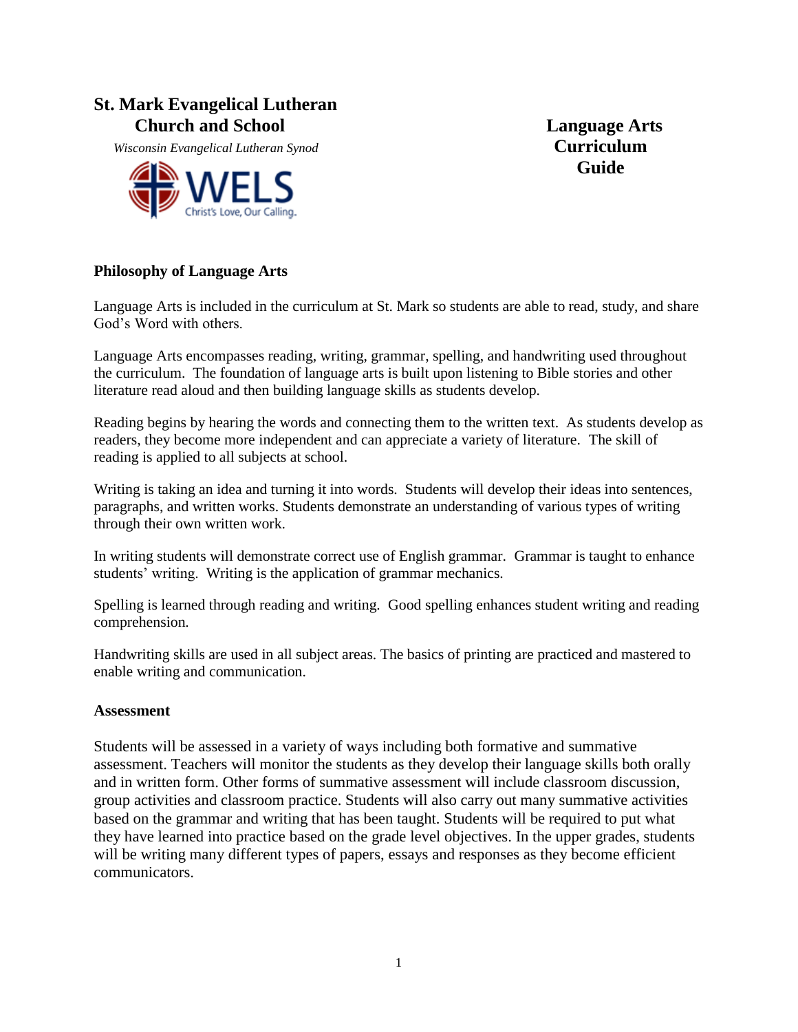# St. Mark Evangelical Lutheran Church and School

*Wisconsin Evangelical Lutheran Synod*

WELS
Christ's Love, Our Calling.

# Language Arts Curriculum Guide

## Philosophy of Language Arts

Language Arts is included in the curriculum at St. Mark so students are able to read, study, and share God's Word with others.

Language Arts encompasses reading, writing, grammar, spelling, and handwriting used throughout the curriculum. The foundation of language arts is built upon listening to Bible stories and other literature read aloud and then building language skills as students develop.

Reading begins by hearing the words and connecting them to the written text. As students develop as readers, they become more independent and can appreciate a variety of literature. The skill of reading is applied to all subjects at school.

Writing is taking an idea and turning it into words. Students will develop their ideas into sentences, paragraphs, and written works. Students demonstrate an understanding of various types of writing through their own written work.

In writing students will demonstrate correct use of English grammar. Grammar is taught to enhance students' writing. Writing is the application of grammar mechanics.

Spelling is learned through reading and writing. Good spelling enhances student writing and reading comprehension.

Handwriting skills are used in all subject areas. The basics of printing are practiced and mastered to enable writing and communication.

## Assessment

Students will be assessed in a variety of ways including both formative and summative assessment. Teachers will monitor the students as they develop their language skills both orally and in written form. Other forms of summative assessment will include classroom discussion, group activities and classroom practice. Students will also carry out many summative activities based on the grammar and writing that has been taught. Students will be required to put what they have learned into practice based on the grade level objectives. In the upper grades, students will be writing many different types of papers, essays and responses as they become efficient communicators.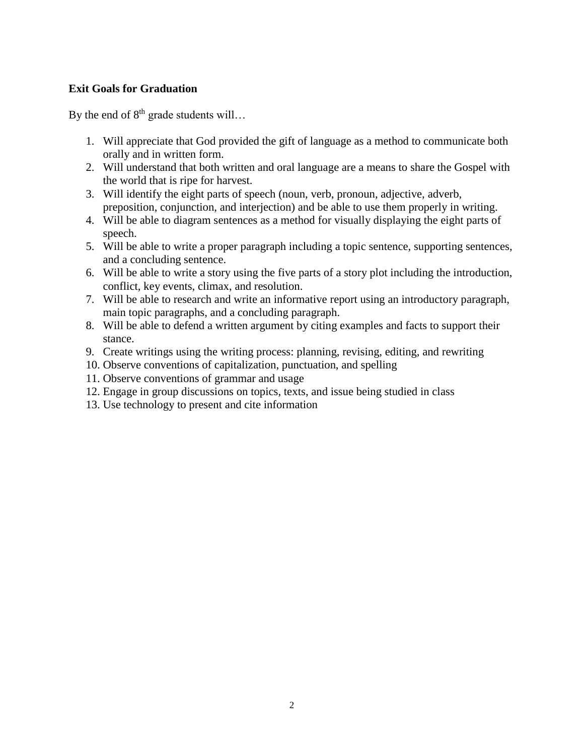**Exit Goals for Graduation**

By the end of $8^{th}$ grade students will…

1. Will appreciate that God provided the gift of language as a method to communicate both orally and in written form.
2. Will understand that both written and oral language are a means to share the Gospel with the world that is ripe for harvest.
3. Will identify the eight parts of speech (noun, verb, pronoun, adjective, adverb, preposition, conjunction, and interjection) and be able to use them properly in writing.
4. Will be able to diagram sentences as a method for visually displaying the eight parts of speech.
5. Will be able to write a proper paragraph including a topic sentence, supporting sentences, and a concluding sentence.
6. Will be able to write a story using the five parts of a story plot including the introduction, conflict, key events, climax, and resolution.
7. Will be able to research and write an informative report using an introductory paragraph, main topic paragraphs, and a concluding paragraph.
8. Will be able to defend a written argument by citing examples and facts to support their stance.
9. Create writings using the writing process: planning, revising, editing, and rewriting
10. Observe conventions of capitalization, punctuation, and spelling
11. Observe conventions of grammar and usage
12. Engage in group discussions on topics, texts, and issue being studied in class
13. Use technology to present and cite information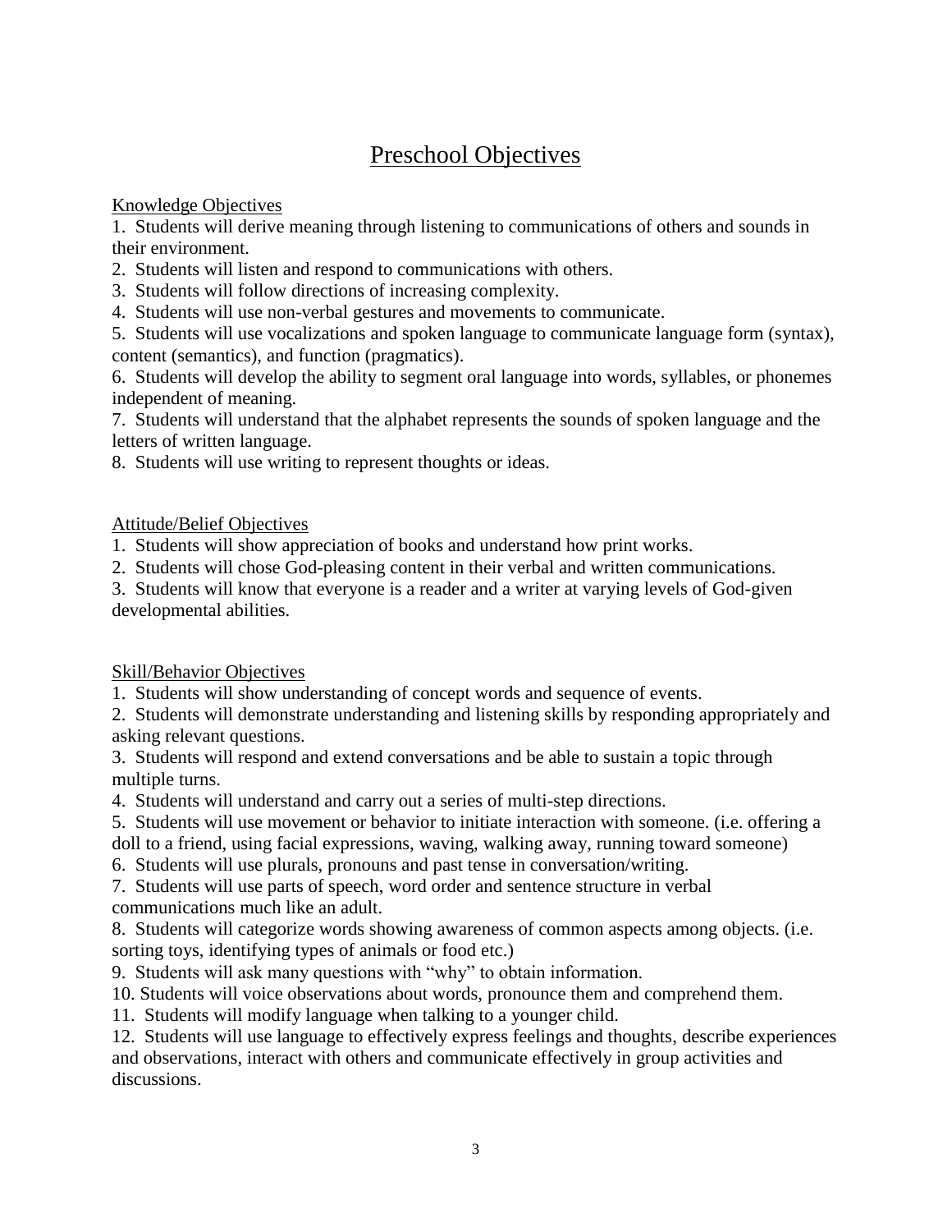# Preschool Objectives

## Knowledge Objectives

1. Students will derive meaning through listening to communications of others and sounds in their environment.
2. Students will listen and respond to communications with others.
3. Students will follow directions of increasing complexity.
4. Students will use non-verbal gestures and movements to communicate.
5. Students will use vocalizations and spoken language to communicate language form (syntax), content (semantics), and function (pragmatics).
6. Students will develop the ability to segment oral language into words, syllables, or phonemes independent of meaning.
7. Students will understand that the alphabet represents the sounds of spoken language and the letters of written language.
8. Students will use writing to represent thoughts or ideas.

## Attitude/Belief Objectives

1. Students will show appreciation of books and understand how print works.
2. Students will chose God-pleasing content in their verbal and written communications.
3. Students will know that everyone is a reader and a writer at varying levels of God-given developmental abilities.

## Skill/Behavior Objectives

1. Students will show understanding of concept words and sequence of events.
2. Students will demonstrate understanding and listening skills by responding appropriately and asking relevant questions.
3. Students will respond and extend conversations and be able to sustain a topic through multiple turns.
4. Students will understand and carry out a series of multi-step directions.
5. Students will use movement or behavior to initiate interaction with someone. (i.e. offering a doll to a friend, using facial expressions, waving, walking away, running toward someone)
6. Students will use plurals, pronouns and past tense in conversation/writing.
7. Students will use parts of speech, word order and sentence structure in verbal communications much like an adult.
8. Students will categorize words showing awareness of common aspects among objects. (i.e. sorting toys, identifying types of animals or food etc.)
9. Students will ask many questions with "why" to obtain information.
10. Students will voice observations about words, pronounce them and comprehend them.
11. Students will modify language when talking to a younger child.
12. Students will use language to effectively express feelings and thoughts, describe experiences and observations, interact with others and communicate effectively in group activities and discussions.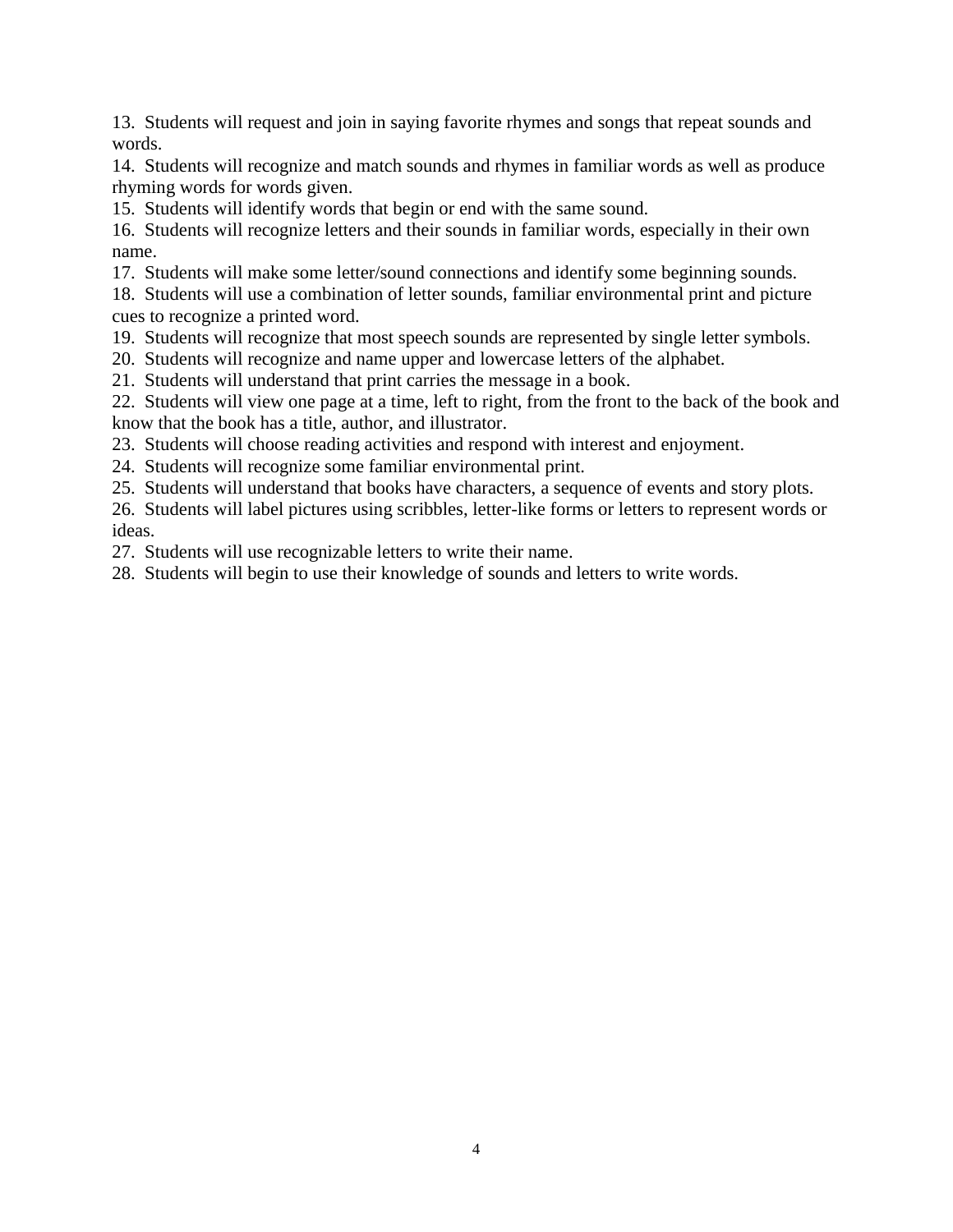13. Students will request and join in saying favorite rhymes and songs that repeat sounds and words.
14. Students will recognize and match sounds and rhymes in familiar words as well as produce rhyming words for words given.
15. Students will identify words that begin or end with the same sound.
16. Students will recognize letters and their sounds in familiar words, especially in their own name.
17. Students will make some letter/sound connections and identify some beginning sounds.
18. Students will use a combination of letter sounds, familiar environmental print and picture cues to recognize a printed word.
19. Students will recognize that most speech sounds are represented by single letter symbols.
20. Students will recognize and name upper and lowercase letters of the alphabet.
21. Students will understand that print carries the message in a book.
22. Students will view one page at a time, left to right, from the front to the back of the book and know that the book has a title, author, and illustrator.
23. Students will choose reading activities and respond with interest and enjoyment.
24. Students will recognize some familiar environmental print.
25. Students will understand that books have characters, a sequence of events and story plots.
26. Students will label pictures using scribbles, letter-like forms or letters to represent words or ideas.
27. Students will use recognizable letters to write their name.
28. Students will begin to use their knowledge of sounds and letters to write words.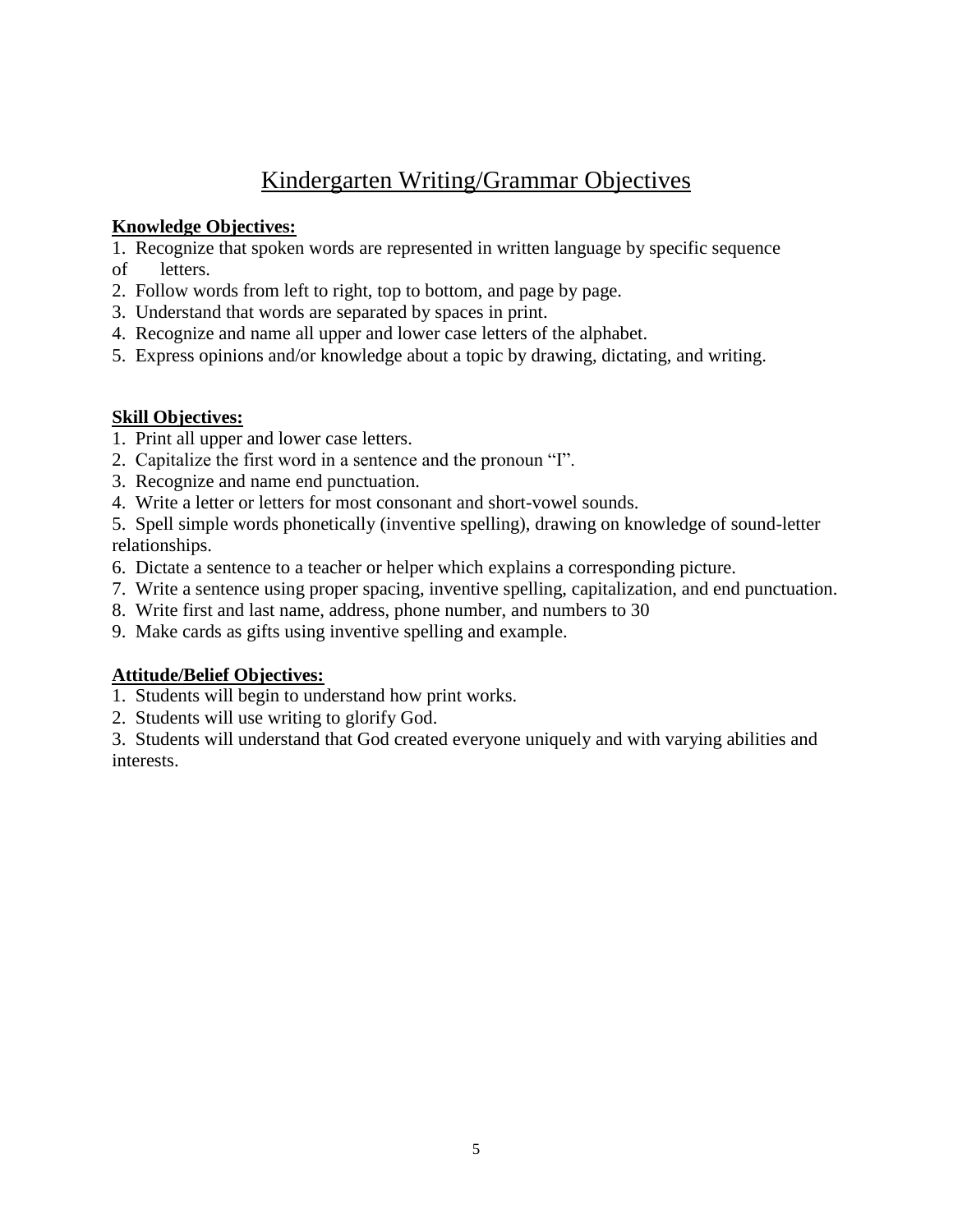# Kindergarten Writing/Grammar Objectives

**Knowledge Objectives:**

1. Recognize that spoken words are represented in written language by specific sequence of letters.
2. Follow words from left to right, top to bottom, and page by page.
3. Understand that words are separated by spaces in print.
4. Recognize and name all upper and lower case letters of the alphabet.
5. Express opinions and/or knowledge about a topic by drawing, dictating, and writing.

**Skill Objectives:**

1. Print all upper and lower case letters.
2. Capitalize the first word in a sentence and the pronoun "I".
3. Recognize and name end punctuation.
4. Write a letter or letters for most consonant and short-vowel sounds.
5. Spell simple words phonetically (inventive spelling), drawing on knowledge of sound-letter relationships.
6. Dictate a sentence to a teacher or helper which explains a corresponding picture.
7. Write a sentence using proper spacing, inventive spelling, capitalization, and end punctuation.
8. Write first and last name, address, phone number, and numbers to 30
9. Make cards as gifts using inventive spelling and example.

**Attitude/Belief Objectives:**

1. Students will begin to understand how print works.
2. Students will use writing to glorify God.
3. Students will understand that God created everyone uniquely and with varying abilities and interests.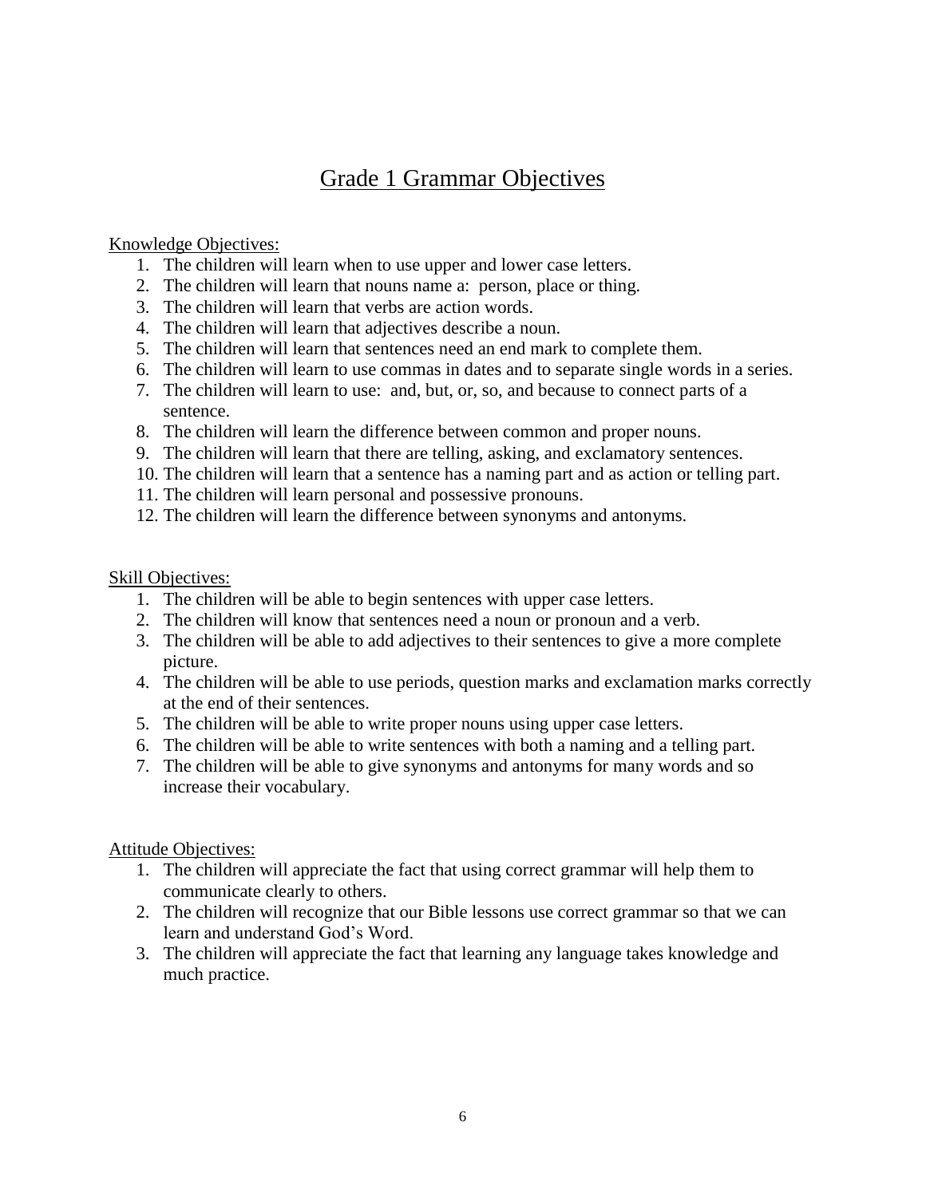# Grade 1 Grammar Objectives

Knowledge Objectives:

1. The children will learn when to use upper and lower case letters.
2. The children will learn that nouns name a: person, place or thing.
3. The children will learn that verbs are action words.
4. The children will learn that adjectives describe a noun.
5. The children will learn that sentences need an end mark to complete them.
6. The children will learn to use commas in dates and to separate single words in a series.
7. The children will learn to use: and, but, or, so, and because to connect parts of a sentence.
8. The children will learn the difference between common and proper nouns.
9. The children will learn that there are telling, asking, and exclamatory sentences.
10. The children will learn that a sentence has a naming part and as action or telling part.
11. The children will learn personal and possessive pronouns.
12. The children will learn the difference between synonyms and antonyms.

Skill Objectives:

1. The children will be able to begin sentences with upper case letters.
2. The children will know that sentences need a noun or pronoun and a verb.
3. The children will be able to add adjectives to their sentences to give a more complete picture.
4. The children will be able to use periods, question marks and exclamation marks correctly at the end of their sentences.
5. The children will be able to write proper nouns using upper case letters.
6. The children will be able to write sentences with both a naming and a telling part.
7. The children will be able to give synonyms and antonyms for many words and so increase their vocabulary.

Attitude Objectives:

1. The children will appreciate the fact that using correct grammar will help them to communicate clearly to others.
2. The children will recognize that our Bible lessons use correct grammar so that we can learn and understand God's Word.
3. The children will appreciate the fact that learning any language takes knowledge and much practice.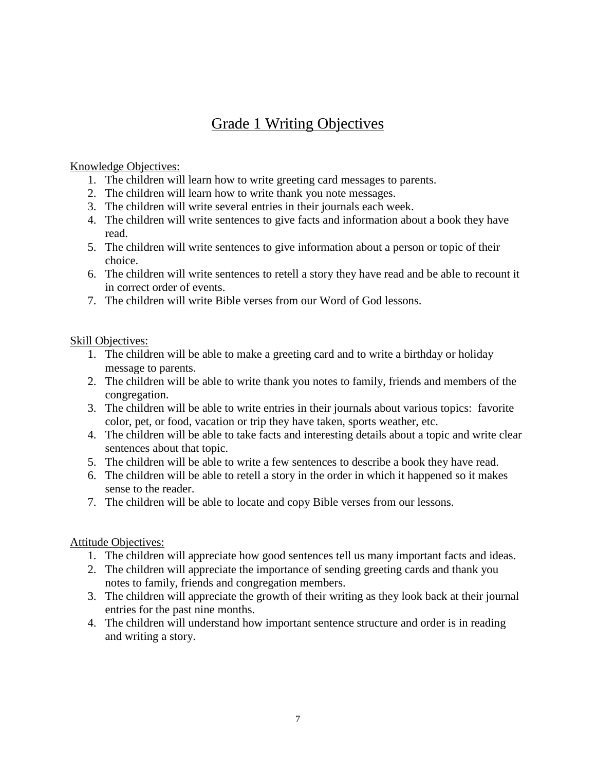# Grade 1 Writing Objectives

Knowledge Objectives:

1. The children will learn how to write greeting card messages to parents.
2. The children will learn how to write thank you note messages.
3. The children will write several entries in their journals each week.
4. The children will write sentences to give facts and information about a book they have read.
5. The children will write sentences to give information about a person or topic of their choice.
6. The children will write sentences to retell a story they have read and be able to recount it in correct order of events.
7. The children will write Bible verses from our Word of God lessons.

Skill Objectives:

1. The children will be able to make a greeting card and to write a birthday or holiday message to parents.
2. The children will be able to write thank you notes to family, friends and members of the congregation.
3. The children will be able to write entries in their journals about various topics: favorite color, pet, or food, vacation or trip they have taken, sports weather, etc.
4. The children will be able to take facts and interesting details about a topic and write clear sentences about that topic.
5. The children will be able to write a few sentences to describe a book they have read.
6. The children will be able to retell a story in the order in which it happened so it makes sense to the reader.
7. The children will be able to locate and copy Bible verses from our lessons.

Attitude Objectives:

1. The children will appreciate how good sentences tell us many important facts and ideas.
2. The children will appreciate the importance of sending greeting cards and thank you notes to family, friends and congregation members.
3. The children will appreciate the growth of their writing as they look back at their journal entries for the past nine months.
4. The children will understand how important sentence structure and order is in reading and writing a story.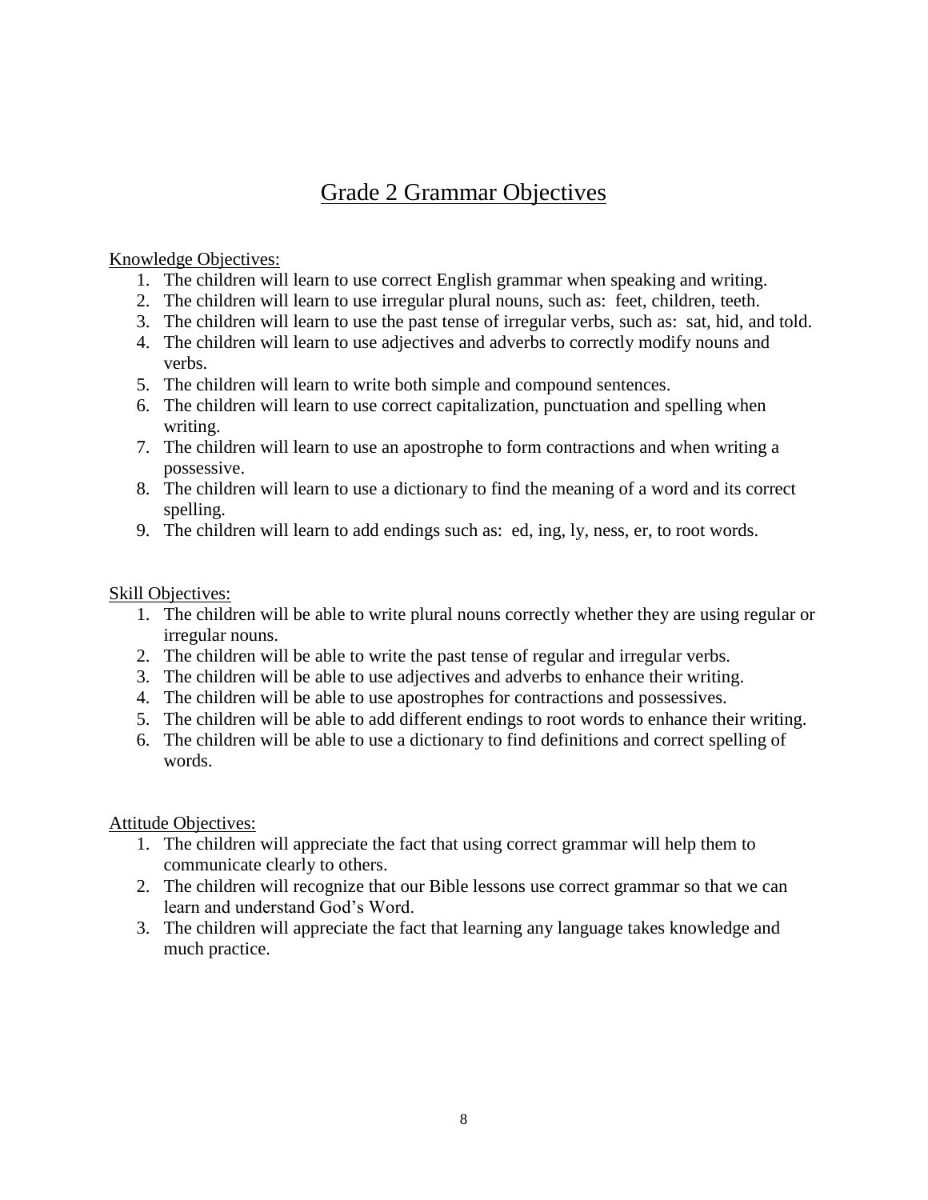# Grade 2 Grammar Objectives

Knowledge Objectives:

1. The children will learn to use correct English grammar when speaking and writing.
2. The children will learn to use irregular plural nouns, such as: feet, children, teeth.
3. The children will learn to use the past tense of irregular verbs, such as: sat, hid, and told.
4. The children will learn to use adjectives and adverbs to correctly modify nouns and verbs.
5. The children will learn to write both simple and compound sentences.
6. The children will learn to use correct capitalization, punctuation and spelling when writing.
7. The children will learn to use an apostrophe to form contractions and when writing a possessive.
8. The children will learn to use a dictionary to find the meaning of a word and its correct spelling.
9. The children will learn to add endings such as: ed, ing, ly, ness, er, to root words.

Skill Objectives:

1. The children will be able to write plural nouns correctly whether they are using regular or irregular nouns.
2. The children will be able to write the past tense of regular and irregular verbs.
3. The children will be able to use adjectives and adverbs to enhance their writing.
4. The children will be able to use apostrophes for contractions and possessives.
5. The children will be able to add different endings to root words to enhance their writing.
6. The children will be able to use a dictionary to find definitions and correct spelling of words.

Attitude Objectives:

1. The children will appreciate the fact that using correct grammar will help them to communicate clearly to others.
2. The children will recognize that our Bible lessons use correct grammar so that we can learn and understand God's Word.
3. The children will appreciate the fact that learning any language takes knowledge and much practice.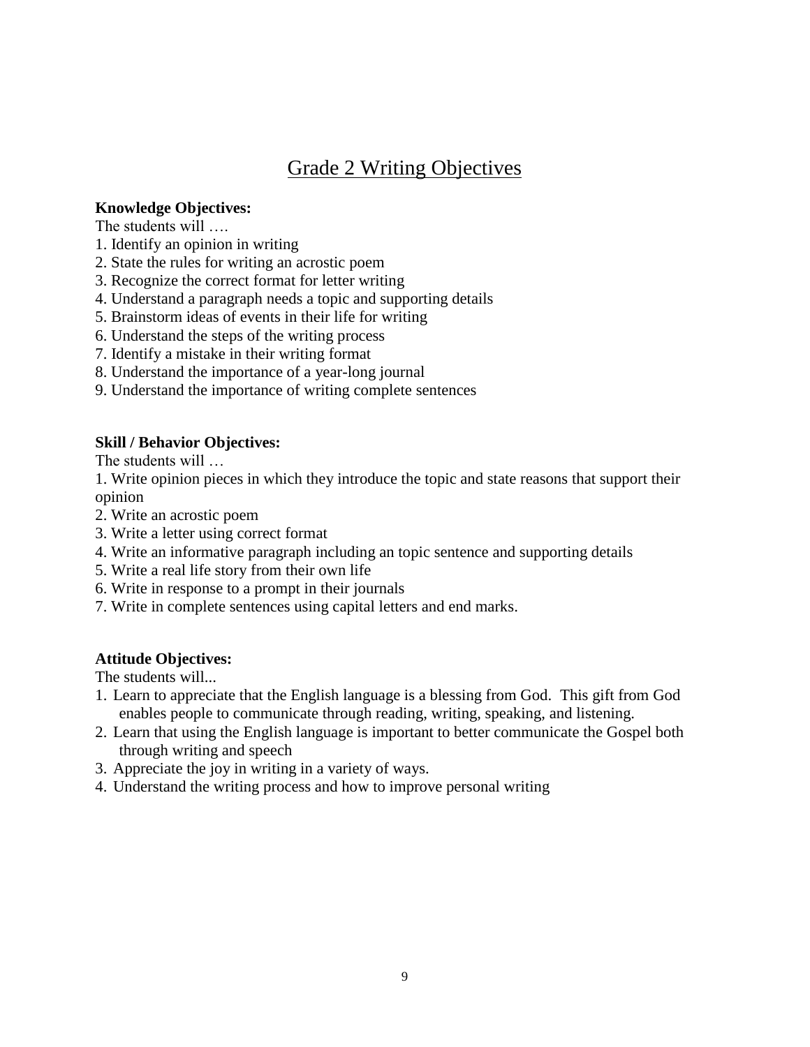# Grade 2 Writing Objectives

**Knowledge Objectives:**

The students will ….

1. Identify an opinion in writing
2. State the rules for writing an acrostic poem
3. Recognize the correct format for letter writing
4. Understand a paragraph needs a topic and supporting details
5. Brainstorm ideas of events in their life for writing
6. Understand the steps of the writing process
7. Identify a mistake in their writing format
8. Understand the importance of a year-long journal
9. Understand the importance of writing complete sentences

**Skill / Behavior Objectives:**

The students will …

1. Write opinion pieces in which they introduce the topic and state reasons that support their opinion
2. Write an acrostic poem
3. Write a letter using correct format
4. Write an informative paragraph including an topic sentence and supporting details
5. Write a real life story from their own life
6. Write in response to a prompt in their journals
7. Write in complete sentences using capital letters and end marks.

**Attitude Objectives:**

The students will...

1. Learn to appreciate that the English language is a blessing from God. This gift from God enables people to communicate through reading, writing, speaking, and listening.
2. Learn that using the English language is important to better communicate the Gospel both through writing and speech
3. Appreciate the joy in writing in a variety of ways.
4. Understand the writing process and how to improve personal writing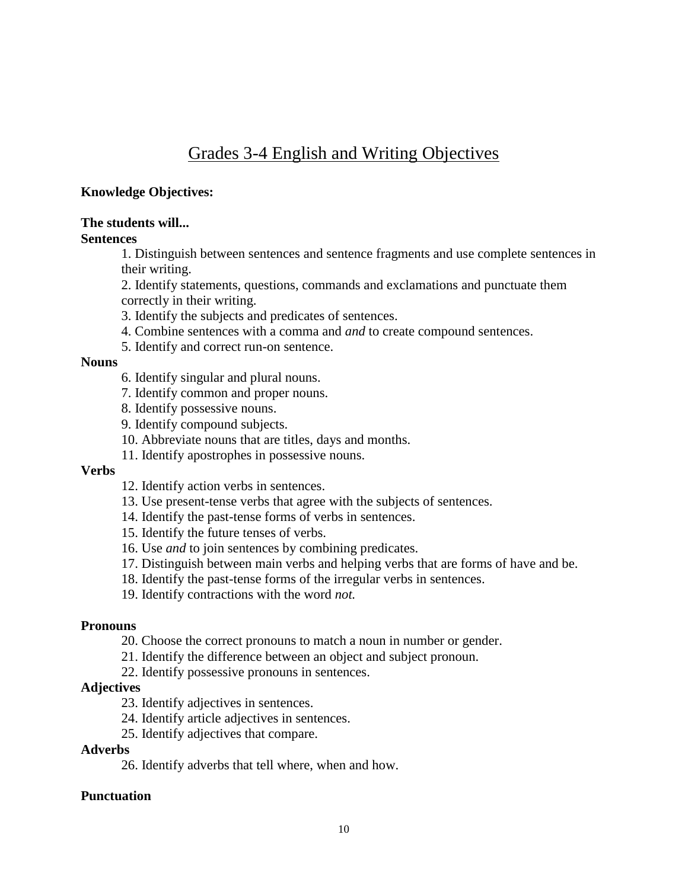# Grades 3-4 English and Writing Objectives

**Knowledge Objectives:**

**The students will...**

**Sentences**

1. Distinguish between sentences and sentence fragments and use complete sentences in their writing.
2. Identify statements, questions, commands and exclamations and punctuate them correctly in their writing.
3. Identify the subjects and predicates of sentences.
4. Combine sentences with a comma and *and* to create compound sentences.
5. Identify and correct run-on sentence.

**Nouns**

6. Identify singular and plural nouns.
7. Identify common and proper nouns.
8. Identify possessive nouns.
9. Identify compound subjects.
10. Abbreviate nouns that are titles, days and months.
11. Identify apostrophes in possessive nouns.

**Verbs**

12. Identify action verbs in sentences.
13. Use present-tense verbs that agree with the subjects of sentences.
14. Identify the past-tense forms of verbs in sentences.
15. Identify the future tenses of verbs.
16. Use *and* to join sentences by combining predicates.
17. Distinguish between main verbs and helping verbs that are forms of have and be.
18. Identify the past-tense forms of the irregular verbs in sentences.
19. Identify contractions with the word *not.*

**Pronouns**

20. Choose the correct pronouns to match a noun in number or gender.
21. Identify the difference between an object and subject pronoun.
22. Identify possessive pronouns in sentences.

**Adjectives**

23. Identify adjectives in sentences.
24. Identify article adjectives in sentences.
25. Identify adjectives that compare.

**Adverbs**

26. Identify adverbs that tell where, when and how.

**Punctuation**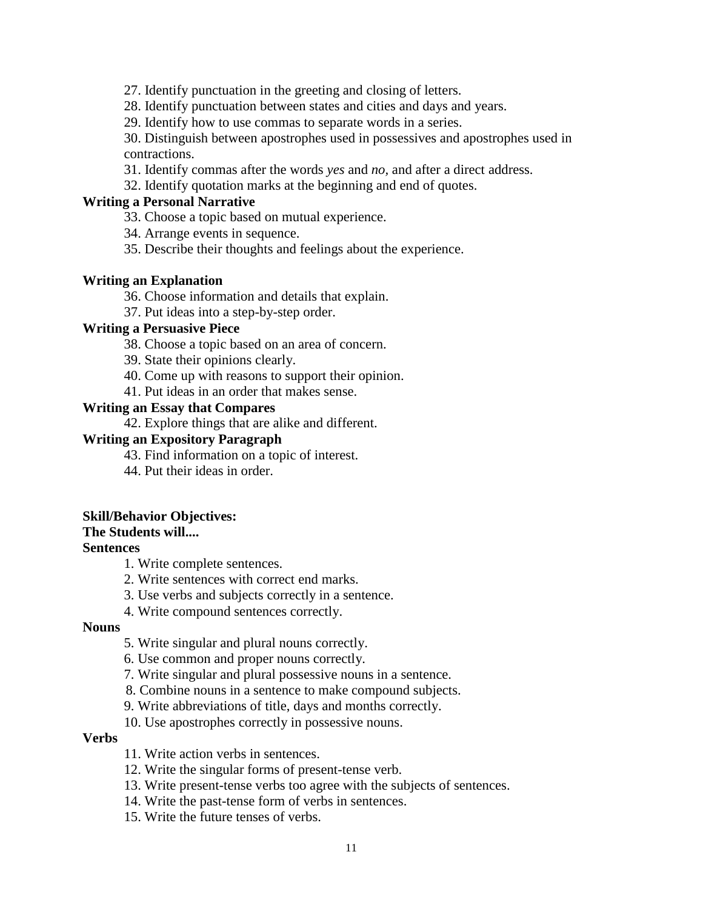27. Identify punctuation in the greeting and closing of letters.
28. Identify punctuation between states and cities and days and years.
29. Identify how to use commas to separate words in a series.
30. Distinguish between apostrophes used in possessives and apostrophes used in contractions.
31. Identify commas after the words *yes* and *no*, and after a direct address.
32. Identify quotation marks at the beginning and end of quotes.

**Writing a Personal Narrative**

33. Choose a topic based on mutual experience.
34. Arrange events in sequence.
35. Describe their thoughts and feelings about the experience.

**Writing an Explanation**

36. Choose information and details that explain.
37. Put ideas into a step-by-step order.

**Writing a Persuasive Piece**

38. Choose a topic based on an area of concern.
39. State their opinions clearly.
40. Come up with reasons to support their opinion.
41. Put ideas in an order that makes sense.

**Writing an Essay that Compares**

42. Explore things that are alike and different.

**Writing an Expository Paragraph**

43. Find information on a topic of interest.
44. Put their ideas in order.

**Skill/Behavior Objectives:**
**The Students will....**

**Sentences**

1. Write complete sentences.
2. Write sentences with correct end marks.
3. Use verbs and subjects correctly in a sentence.
4. Write compound sentences correctly.

**Nouns**

5. Write singular and plural nouns correctly.
6. Use common and proper nouns correctly.
7. Write singular and plural possessive nouns in a sentence.
8. Combine nouns in a sentence to make compound subjects.
9. Write abbreviations of title, days and months correctly.
10. Use apostrophes correctly in possessive nouns.

**Verbs**

11. Write action verbs in sentences.
12. Write the singular forms of present-tense verb.
13. Write present-tense verbs too agree with the subjects of sentences.
14. Write the past-tense form of verbs in sentences.
15. Write the future tenses of verbs.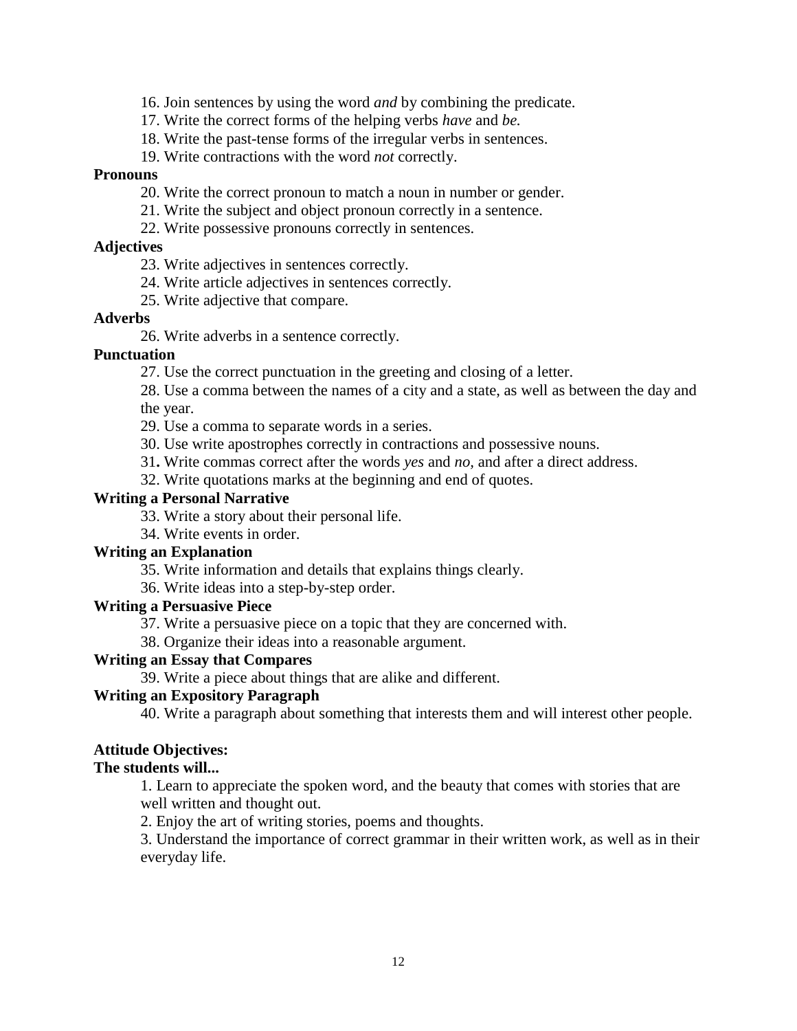16. Join sentences by using the word *and* by combining the predicate.
17. Write the correct forms of the helping verbs *have* and *be.*
18. Write the past-tense forms of the irregular verbs in sentences.
19. Write contractions with the word *not* correctly.

**Pronouns**

20. Write the correct pronoun to match a noun in number or gender.
21. Write the subject and object pronoun correctly in a sentence.
22. Write possessive pronouns correctly in sentences.

**Adjectives**

23. Write adjectives in sentences correctly.
24. Write article adjectives in sentences correctly.
25. Write adjective that compare.

**Adverbs**

26. Write adverbs in a sentence correctly.

**Punctuation**

27. Use the correct punctuation in the greeting and closing of a letter.
28. Use a comma between the names of a city and a state, as well as between the day and the year.
29. Use a comma to separate words in a series.
30. Use write apostrophes correctly in contractions and possessive nouns.
31. Write commas correct after the words *yes* and *no,* and after a direct address.
32. Write quotations marks at the beginning and end of quotes.

**Writing a Personal Narrative**

33. Write a story about their personal life.
34. Write events in order.

**Writing an Explanation**

35. Write information and details that explains things clearly.
36. Write ideas into a step-by-step order.

**Writing a Persuasive Piece**

37. Write a persuasive piece on a topic that they are concerned with.
38. Organize their ideas into a reasonable argument.

**Writing an Essay that Compares**

39. Write a piece about things that are alike and different.

**Writing an Expository Paragraph**

40. Write a paragraph about something that interests them and will interest other people.

**Attitude Objectives:**

**The students will...**

1. Learn to appreciate the spoken word, and the beauty that comes with stories that are well written and thought out.
2. Enjoy the art of writing stories, poems and thoughts.
3. Understand the importance of correct grammar in their written work, as well as in their everyday life.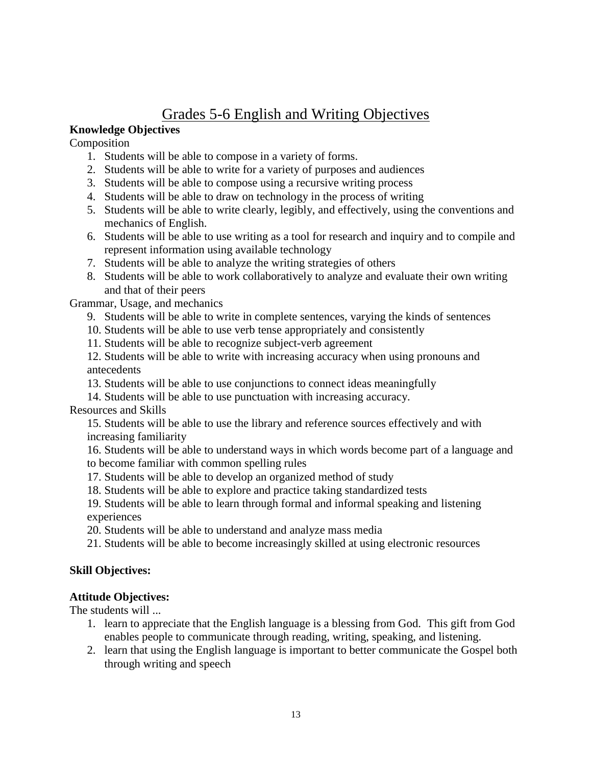# Grades 5-6 English and Writing Objectives

**Knowledge Objectives**

Composition

1. Students will be able to compose in a variety of forms.
2. Students will be able to write for a variety of purposes and audiences
3. Students will be able to compose using a recursive writing process
4. Students will be able to draw on technology in the process of writing
5. Students will be able to write clearly, legibly, and effectively, using the conventions and mechanics of English.
6. Students will be able to use writing as a tool for research and inquiry and to compile and represent information using available technology
7. Students will be able to analyze the writing strategies of others
8. Students will be able to work collaboratively to analyze and evaluate their own writing and that of their peers

Grammar, Usage, and mechanics

9. Students will be able to write in complete sentences, varying the kinds of sentences
10. Students will be able to use verb tense appropriately and consistently
11. Students will be able to recognize subject-verb agreement
12. Students will be able to write with increasing accuracy when using pronouns and antecedents
13. Students will be able to use conjunctions to connect ideas meaningfully
14. Students will be able to use punctuation with increasing accuracy.

Resources and Skills

15. Students will be able to use the library and reference sources effectively and with increasing familiarity
16. Students will be able to understand ways in which words become part of a language and to become familiar with common spelling rules
17. Students will be able to develop an organized method of study
18. Students will be able to explore and practice taking standardized tests
19. Students will be able to learn through formal and informal speaking and listening experiences
20. Students will be able to understand and analyze mass media
21. Students will be able to become increasingly skilled at using electronic resources

**Skill Objectives:**

**Attitude Objectives:**

The students will ...

1. learn to appreciate that the English language is a blessing from God. This gift from God enables people to communicate through reading, writing, speaking, and listening.
2. learn that using the English language is important to better communicate the Gospel both through writing and speech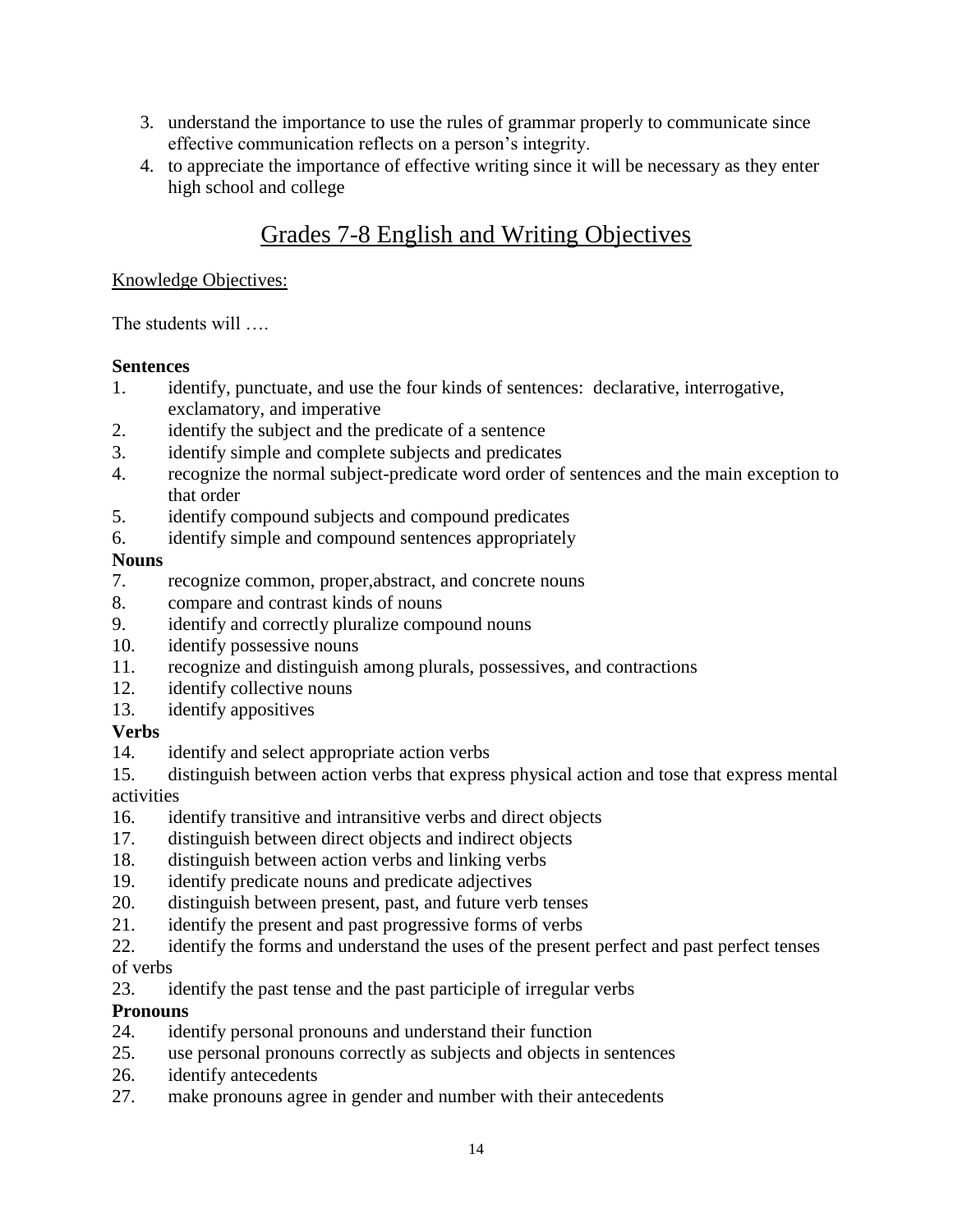3. understand the importance to use the rules of grammar properly to communicate since effective communication reflects on a person's integrity.
4. to appreciate the importance of effective writing since it will be necessary as they enter high school and college

## Grades 7-8 English and Writing Objectives

Knowledge Objectives:

The students will ….

**Sentences**

1. identify, punctuate, and use the four kinds of sentences: declarative, interrogative, exclamatory, and imperative
2. identify the subject and the predicate of a sentence
3. identify simple and complete subjects and predicates
4. recognize the normal subject-predicate word order of sentences and the main exception to that order
5. identify compound subjects and compound predicates
6. identify simple and compound sentences appropriately

**Nouns**

7. recognize common, proper,abstract, and concrete nouns
8. compare and contrast kinds of nouns
9. identify and correctly pluralize compound nouns
10. identify possessive nouns
11. recognize and distinguish among plurals, possessives, and contractions
12. identify collective nouns
13. identify appositives

**Verbs**

14. identify and select appropriate action verbs
15. distinguish between action verbs that express physical action and tose that express mental activities
16. identify transitive and intransitive verbs and direct objects
17. distinguish between direct objects and indirect objects
18. distinguish between action verbs and linking verbs
19. identify predicate nouns and predicate adjectives
20. distinguish between present, past, and future verb tenses
21. identify the present and past progressive forms of verbs
22. identify the forms and understand the uses of the present perfect and past perfect tenses of verbs
23. identify the past tense and the past participle of irregular verbs

**Pronouns**

24. identify personal pronouns and understand their function
25. use personal pronouns correctly as subjects and objects in sentences
26. identify antecedents
27. make pronouns agree in gender and number with their antecedents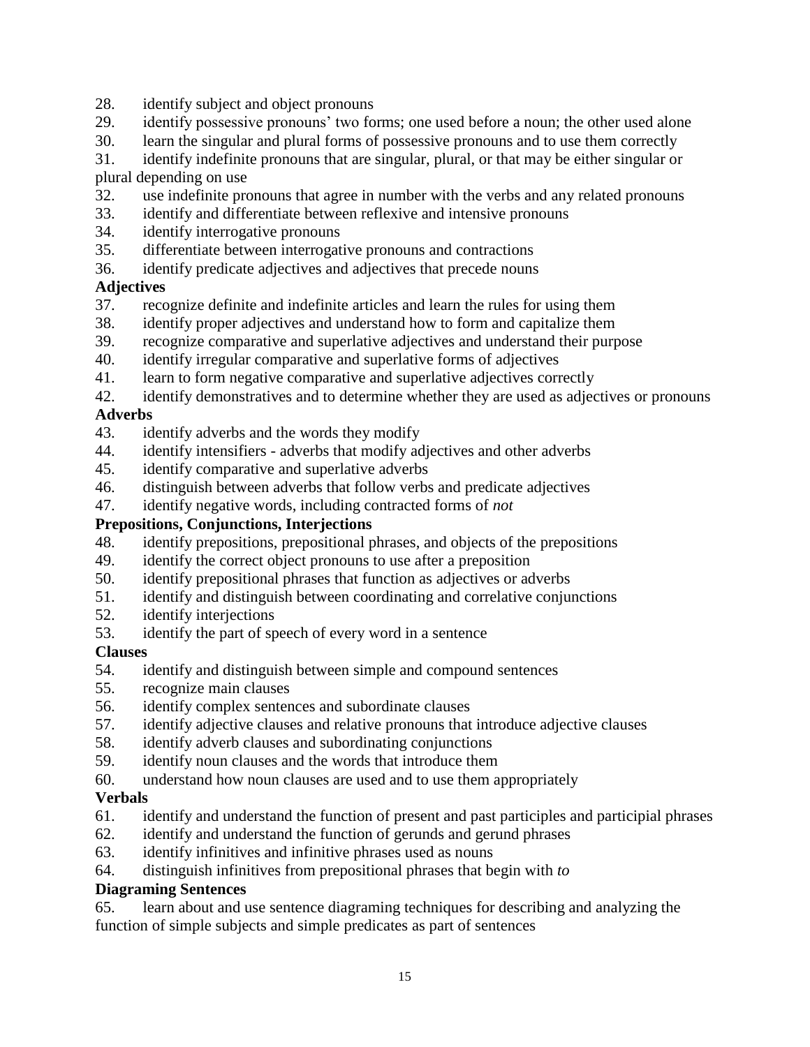28. identify subject and object pronouns
29. identify possessive pronouns' two forms; one used before a noun; the other used alone
30. learn the singular and plural forms of possessive pronouns and to use them correctly
31. identify indefinite pronouns that are singular, plural, or that may be either singular or plural depending on use
32. use indefinite pronouns that agree in number with the verbs and any related pronouns
33. identify and differentiate between reflexive and intensive pronouns
34. identify interrogative pronouns
35. differentiate between interrogative pronouns and contractions
36. identify predicate adjectives and adjectives that precede nouns

**Adjectives**

37. recognize definite and indefinite articles and learn the rules for using them
38. identify proper adjectives and understand how to form and capitalize them
39. recognize comparative and superlative adjectives and understand their purpose
40. identify irregular comparative and superlative forms of adjectives
41. learn to form negative comparative and superlative adjectives correctly
42. identify demonstratives and to determine whether they are used as adjectives or pronouns

**Adverbs**

43. identify adverbs and the words they modify
44. identify intensifiers - adverbs that modify adjectives and other adverbs
45. identify comparative and superlative adverbs
46. distinguish between adverbs that follow verbs and predicate adjectives
47. identify negative words, including contracted forms of *not*

**Prepositions, Conjunctions, Interjections**

48. identify prepositions, prepositional phrases, and objects of the prepositions
49. identify the correct object pronouns to use after a preposition
50. identify prepositional phrases that function as adjectives or adverbs
51. identify and distinguish between coordinating and correlative conjunctions
52. identify interjections
53. identify the part of speech of every word in a sentence

**Clauses**

54. identify and distinguish between simple and compound sentences
55. recognize main clauses
56. identify complex sentences and subordinate clauses
57. identify adjective clauses and relative pronouns that introduce adjective clauses
58. identify adverb clauses and subordinating conjunctions
59. identify noun clauses and the words that introduce them
60. understand how noun clauses are used and to use them appropriately

**Verbals**

61. identify and understand the function of present and past participles and participial phrases
62. identify and understand the function of gerunds and gerund phrases
63. identify infinitives and infinitive phrases used as nouns
64. distinguish infinitives from prepositional phrases that begin with *to*

**Diagraming Sentences**

65. learn about and use sentence diagraming techniques for describing and analyzing the function of simple subjects and simple predicates as part of sentences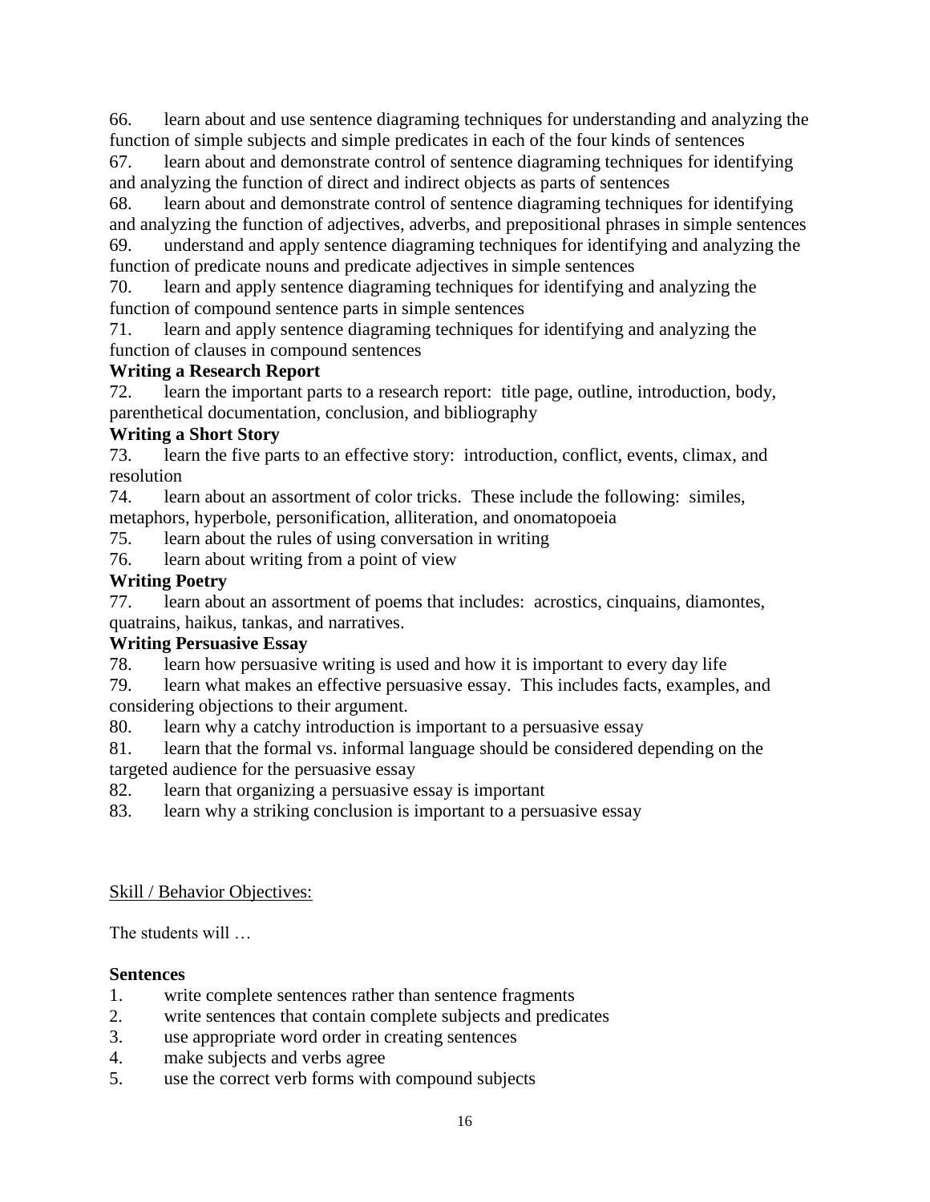66. learn about and use sentence diagraming techniques for understanding and analyzing the function of simple subjects and simple predicates in each of the four kinds of sentences
67. learn about and demonstrate control of sentence diagraming techniques for identifying and analyzing the function of direct and indirect objects as parts of sentences
68. learn about and demonstrate control of sentence diagraming techniques for identifying and analyzing the function of adjectives, adverbs, and prepositional phrases in simple sentences
69. understand and apply sentence diagraming techniques for identifying and analyzing the function of predicate nouns and predicate adjectives in simple sentences
70. learn and apply sentence diagraming techniques for identifying and analyzing the function of compound sentence parts in simple sentences
71. learn and apply sentence diagraming techniques for identifying and analyzing the function of clauses in compound sentences

**Writing a Research Report**

72. learn the important parts to a research report: title page, outline, introduction, body, parenthetical documentation, conclusion, and bibliography

**Writing a Short Story**

73. learn the five parts to an effective story: introduction, conflict, events, climax, and resolution
74. learn about an assortment of color tricks. These include the following: similes, metaphors, hyperbole, personification, alliteration, and onomatopoeia
75. learn about the rules of using conversation in writing
76. learn about writing from a point of view

**Writing Poetry**

77. learn about an assortment of poems that includes: acrostics, cinquains, diamontes, quatrains, haikus, tankas, and narratives.

**Writing Persuasive Essay**

78. learn how persuasive writing is used and how it is important to every day life
79. learn what makes an effective persuasive essay. This includes facts, examples, and considering objections to their argument.
80. learn why a catchy introduction is important to a persuasive essay
81. learn that the formal vs. informal language should be considered depending on the targeted audience for the persuasive essay
82. learn that organizing a persuasive essay is important
83. learn why a striking conclusion is important to a persuasive essay

<u>Skill / Behavior Objectives:</u>

The students will …

**Sentences**

1. write complete sentences rather than sentence fragments
2. write sentences that contain complete subjects and predicates
3. use appropriate word order in creating sentences
4. make subjects and verbs agree
5. use the correct verb forms with compound subjects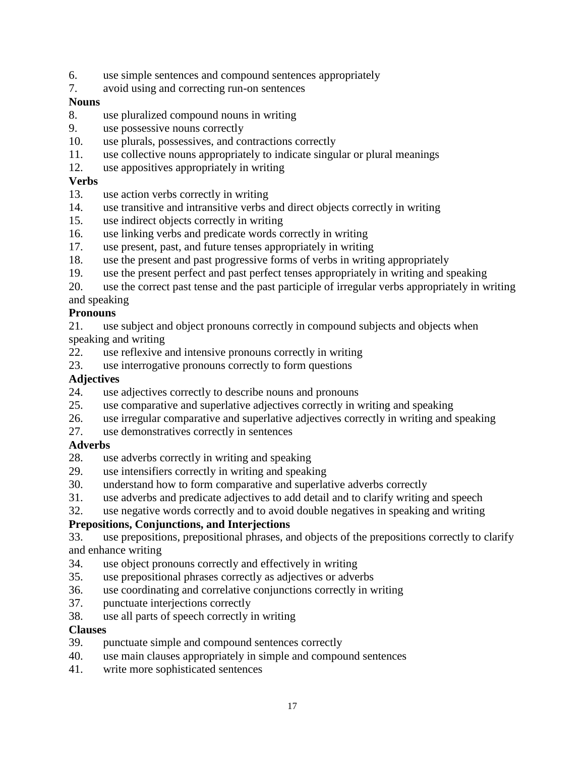6. use simple sentences and compound sentences appropriately
7. avoid using and correcting run-on sentences

**Nouns**

8. use pluralized compound nouns in writing
9. use possessive nouns correctly
10. use plurals, possessives, and contractions correctly
11. use collective nouns appropriately to indicate singular or plural meanings
12. use appositives appropriately in writing

**Verbs**

13. use action verbs correctly in writing
14. use transitive and intransitive verbs and direct objects correctly in writing
15. use indirect objects correctly in writing
16. use linking verbs and predicate words correctly in writing
17. use present, past, and future tenses appropriately in writing
18. use the present and past progressive forms of verbs in writing appropriately
19. use the present perfect and past perfect tenses appropriately in writing and speaking
20. use the correct past tense and the past participle of irregular verbs appropriately in writing and speaking

**Pronouns**

21. use subject and object pronouns correctly in compound subjects and objects when speaking and writing
22. use reflexive and intensive pronouns correctly in writing
23. use interrogative pronouns correctly to form questions

**Adjectives**

24. use adjectives correctly to describe nouns and pronouns
25. use comparative and superlative adjectives correctly in writing and speaking
26. use irregular comparative and superlative adjectives correctly in writing and speaking
27. use demonstratives correctly in sentences

**Adverbs**

28. use adverbs correctly in writing and speaking
29. use intensifiers correctly in writing and speaking
30. understand how to form comparative and superlative adverbs correctly
31. use adverbs and predicate adjectives to add detail and to clarify writing and speech
32. use negative words correctly and to avoid double negatives in speaking and writing

**Prepositions, Conjunctions, and Interjections**

33. use prepositions, prepositional phrases, and objects of the prepositions correctly to clarify and enhance writing
34. use object pronouns correctly and effectively in writing
35. use prepositional phrases correctly as adjectives or adverbs
36. use coordinating and correlative conjunctions correctly in writing
37. punctuate interjections correctly
38. use all parts of speech correctly in writing

**Clauses**

39. punctuate simple and compound sentences correctly
40. use main clauses appropriately in simple and compound sentences
41. write more sophisticated sentences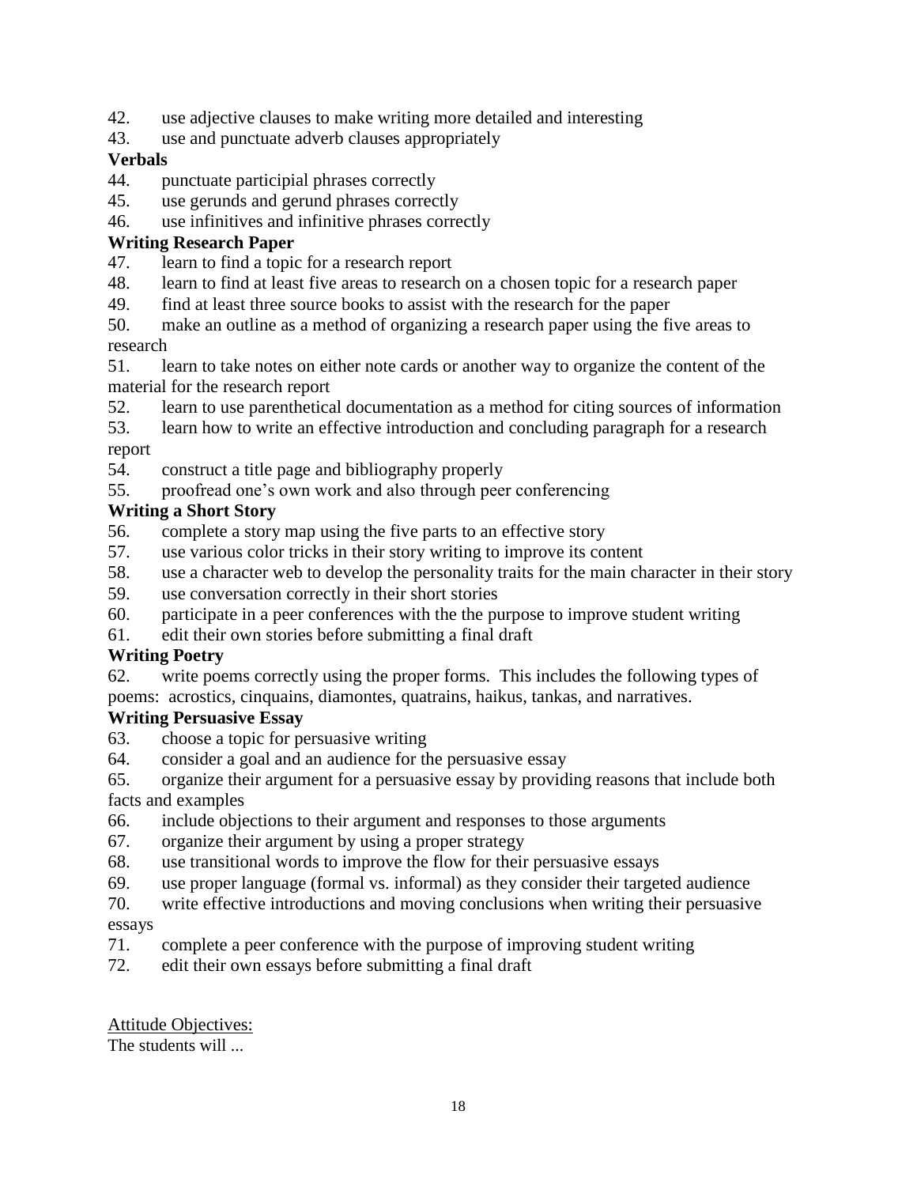42. use adjective clauses to make writing more detailed and interesting
43. use and punctuate adverb clauses appropriately

**Verbals**

44. punctuate participial phrases correctly
45. use gerunds and gerund phrases correctly
46. use infinitives and infinitive phrases correctly

**Writing Research Paper**

47. learn to find a topic for a research report
48. learn to find at least five areas to research on a chosen topic for a research paper
49. find at least three source books to assist with the research for the paper
50. make an outline as a method of organizing a research paper using the five areas to research
51. learn to take notes on either note cards or another way to organize the content of the material for the research report
52. learn to use parenthetical documentation as a method for citing sources of information
53. learn how to write an effective introduction and concluding paragraph for a research report
54. construct a title page and bibliography properly
55. proofread one's own work and also through peer conferencing

**Writing a Short Story**

56. complete a story map using the five parts to an effective story
57. use various color tricks in their story writing to improve its content
58. use a character web to develop the personality traits for the main character in their story
59. use conversation correctly in their short stories
60. participate in a peer conferences with the the purpose to improve student writing
61. edit their own stories before submitting a final draft

**Writing Poetry**

62. write poems correctly using the proper forms. This includes the following types of poems: acrostics, cinquains, diamontes, quatrains, haikus, tankas, and narratives.

**Writing Persuasive Essay**

63. choose a topic for persuasive writing
64. consider a goal and an audience for the persuasive essay
65. organize their argument for a persuasive essay by providing reasons that include both facts and examples
66. include objections to their argument and responses to those arguments
67. organize their argument by using a proper strategy
68. use transitional words to improve the flow for their persuasive essays
69. use proper language (formal vs. informal) as they consider their targeted audience
70. write effective introductions and moving conclusions when writing their persuasive essays
71. complete a peer conference with the purpose of improving student writing
72. edit their own essays before submitting a final draft

<u>Attitude Objectives:</u>

The students will ...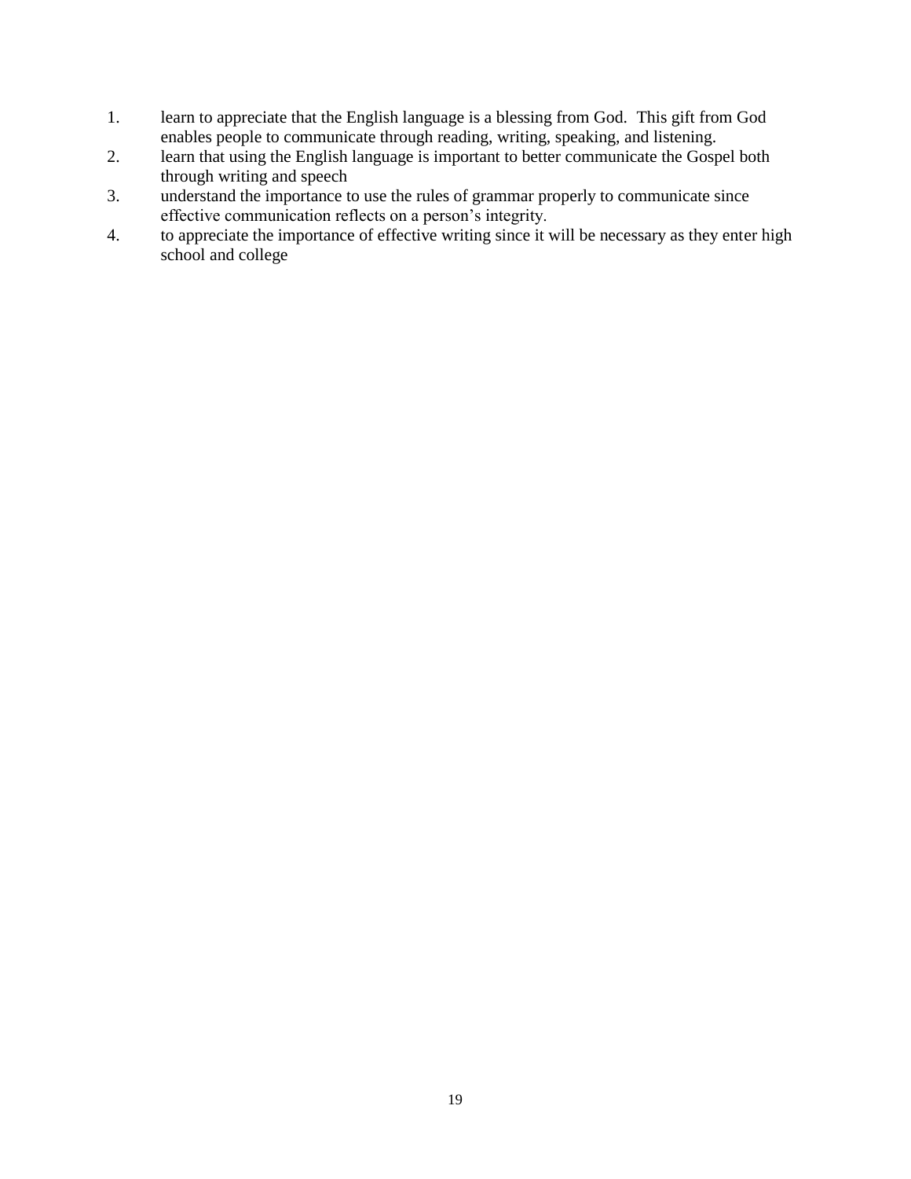1. learn to appreciate that the English language is a blessing from God. This gift from God enables people to communicate through reading, writing, speaking, and listening.
2. learn that using the English language is important to better communicate the Gospel both through writing and speech
3. understand the importance to use the rules of grammar properly to communicate since effective communication reflects on a person's integrity.
4. to appreciate the importance of effective writing since it will be necessary as they enter high school and college